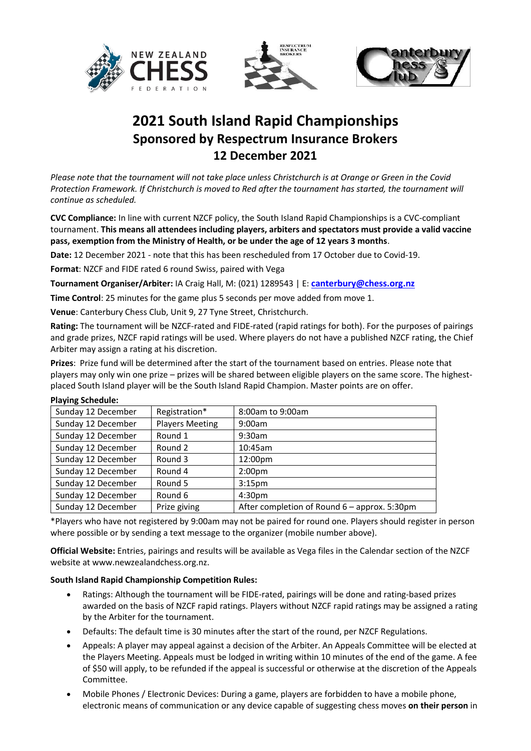# 2021 South Island Rapid Championships
## Sponsored by Respectrum Insurance Brokers
## 12 December 2021

*Please note that the tournament will not take place unless Christchurch is at Orange or Green in the Covid Protection Framework. If Christchurch is moved to Red after the tournament has started, the tournament will continue as scheduled.*

**CVC Compliance:** In line with current NZCF policy, the South Island Rapid Championships is a CVC-compliant tournament. **This means all attendees including players, arbiters and spectators must provide a valid vaccine pass, exemption from the Ministry of Health, or be under the age of 12 years 3 months**.

**Date:** 12 December 2021 - note that this has been rescheduled from 17 October due to Covid-19.

**Format**: NZCF and FIDE rated 6 round Swiss, paired with Vega

**Tournament Organiser/Arbiter:** IA Craig Hall, M: (021) 1289543 | E: **canterbury@chess.org.nz**

**Time Control**: 25 minutes for the game plus 5 seconds per move added from move 1.

**Venue**: Canterbury Chess Club, Unit 9, 27 Tyne Street, Christchurch.

**Rating:** The tournament will be NZCF-rated and FIDE-rated (rapid ratings for both). For the purposes of pairings and grade prizes, NZCF rapid ratings will be used. Where players do not have a published NZCF rating, the Chief Arbiter may assign a rating at his discretion.

**Prizes**: Prize fund will be determined after the start of the tournament based on entries. Please note that players may only win one prize – prizes will be shared between eligible players on the same score. The highest-placed South Island player will be the South Island Rapid Champion. Master points are on offer.

**Playing Schedule:**

| | | |
|---|---|---|
| Sunday 12 December | Registration* | 8:00am to 9:00am |
| Sunday 12 December | Players Meeting | 9:00am |
| Sunday 12 December | Round 1 | 9:30am |
| Sunday 12 December | Round 2 | 10:45am |
| Sunday 12 December | Round 3 | 12:00pm |
| Sunday 12 December | Round 4 | 2:00pm |
| Sunday 12 December | Round 5 | 3:15pm |
| Sunday 12 December | Round 6 | 4:30pm |
| Sunday 12 December | Prize giving | After completion of Round 6 – approx. 5:30pm |

*Players who have not registered by 9:00am may not be paired for round one. Players should register in person where possible or by sending a text message to the organizer (mobile number above).

**Official Website:** Entries, pairings and results will be available as Vega files in the Calendar section of the NZCF website at www.newzealandchess.org.nz.

**South Island Rapid Championship Competition Rules:**

- Ratings: Although the tournament will be FIDE-rated, pairings will be done and rating-based prizes awarded on the basis of NZCF rapid ratings. Players without NZCF rapid ratings may be assigned a rating by the Arbiter for the tournament.
- Defaults: The default time is 30 minutes after the start of the round, per NZCF Regulations.
- Appeals: A player may appeal against a decision of the Arbiter. An Appeals Committee will be elected at the Players Meeting. Appeals must be lodged in writing within 10 minutes of the end of the game. A fee of $50 will apply, to be refunded if the appeal is successful or otherwise at the discretion of the Appeals Committee.
- Mobile Phones / Electronic Devices: During a game, players are forbidden to have a mobile phone, electronic means of communication or any device capable of suggesting chess moves **on their person** in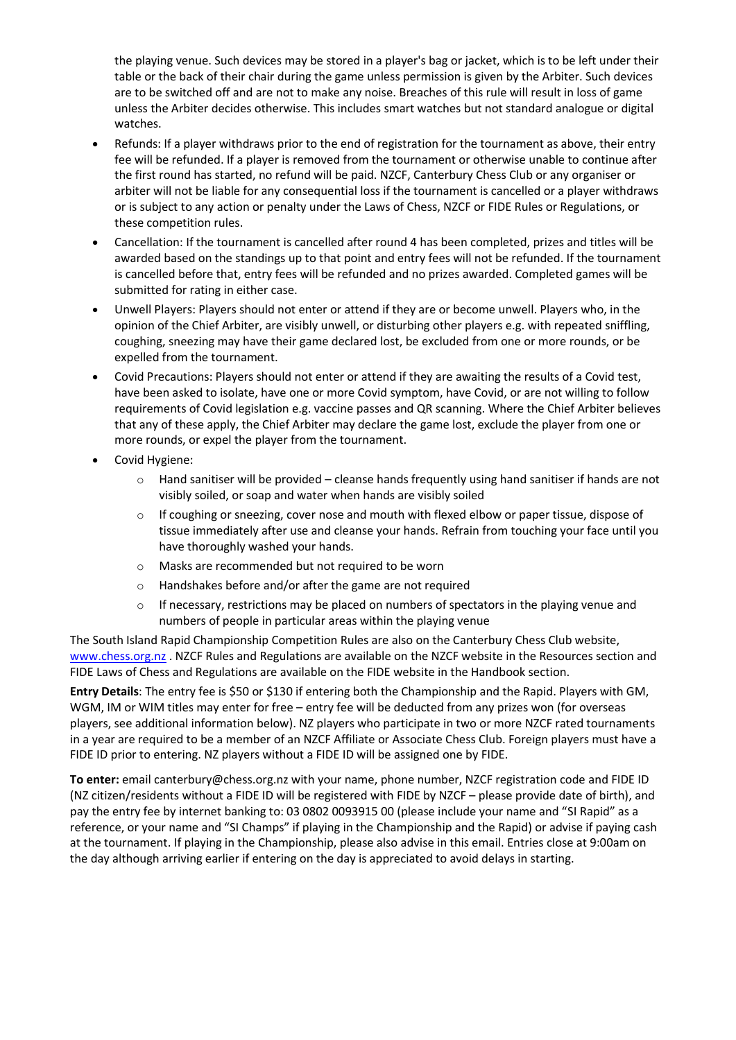the playing venue. Such devices may be stored in a player's bag or jacket, which is to be left under their table or the back of their chair during the game unless permission is given by the Arbiter. Such devices are to be switched off and are not to make any noise. Breaches of this rule will result in loss of game unless the Arbiter decides otherwise. This includes smart watches but not standard analogue or digital watches.

- Refunds: If a player withdraws prior to the end of registration for the tournament as above, their entry fee will be refunded. If a player is removed from the tournament or otherwise unable to continue after the first round has started, no refund will be paid. NZCF, Canterbury Chess Club or any organiser or arbiter will not be liable for any consequential loss if the tournament is cancelled or a player withdraws or is subject to any action or penalty under the Laws of Chess, NZCF or FIDE Rules or Regulations, or these competition rules.
- Cancellation: If the tournament is cancelled after round 4 has been completed, prizes and titles will be awarded based on the standings up to that point and entry fees will not be refunded. If the tournament is cancelled before that, entry fees will be refunded and no prizes awarded. Completed games will be submitted for rating in either case.
- Unwell Players: Players should not enter or attend if they are or become unwell. Players who, in the opinion of the Chief Arbiter, are visibly unwell, or disturbing other players e.g. with repeated sniffling, coughing, sneezing may have their game declared lost, be excluded from one or more rounds, or be expelled from the tournament.
- Covid Precautions: Players should not enter or attend if they are awaiting the results of a Covid test, have been asked to isolate, have one or more Covid symptom, have Covid, or are not willing to follow requirements of Covid legislation e.g. vaccine passes and QR scanning. Where the Chief Arbiter believes that any of these apply, the Chief Arbiter may declare the game lost, exclude the player from one or more rounds, or expel the player from the tournament.
- Covid Hygiene:
  - Hand sanitiser will be provided – cleanse hands frequently using hand sanitiser if hands are not visibly soiled, or soap and water when hands are visibly soiled
  - If coughing or sneezing, cover nose and mouth with flexed elbow or paper tissue, dispose of tissue immediately after use and cleanse your hands. Refrain from touching your face until you have thoroughly washed your hands.
  - Masks are recommended but not required to be worn
  - Handshakes before and/or after the game are not required
  - If necessary, restrictions may be placed on numbers of spectators in the playing venue and numbers of people in particular areas within the playing venue

The South Island Rapid Championship Competition Rules are also on the Canterbury Chess Club website, www.chess.org.nz . NZCF Rules and Regulations are available on the NZCF website in the Resources section and FIDE Laws of Chess and Regulations are available on the FIDE website in the Handbook section.

**Entry Details**: The entry fee is $50 or $130 if entering both the Championship and the Rapid. Players with GM, WGM, IM or WIM titles may enter for free – entry fee will be deducted from any prizes won (for overseas players, see additional information below). NZ players who participate in two or more NZCF rated tournaments in a year are required to be a member of an NZCF Affiliate or Associate Chess Club. Foreign players must have a FIDE ID prior to entering. NZ players without a FIDE ID will be assigned one by FIDE.

**To enter:** email canterbury@chess.org.nz with your name, phone number, NZCF registration code and FIDE ID (NZ citizen/residents without a FIDE ID will be registered with FIDE by NZCF – please provide date of birth), and pay the entry fee by internet banking to: 03 0802 0093915 00 (please include your name and "SI Rapid" as a reference, or your name and "SI Champs" if playing in the Championship and the Rapid) or advise if paying cash at the tournament. If playing in the Championship, please also advise in this email. Entries close at 9:00am on the day although arriving earlier if entering on the day is appreciated to avoid delays in starting.